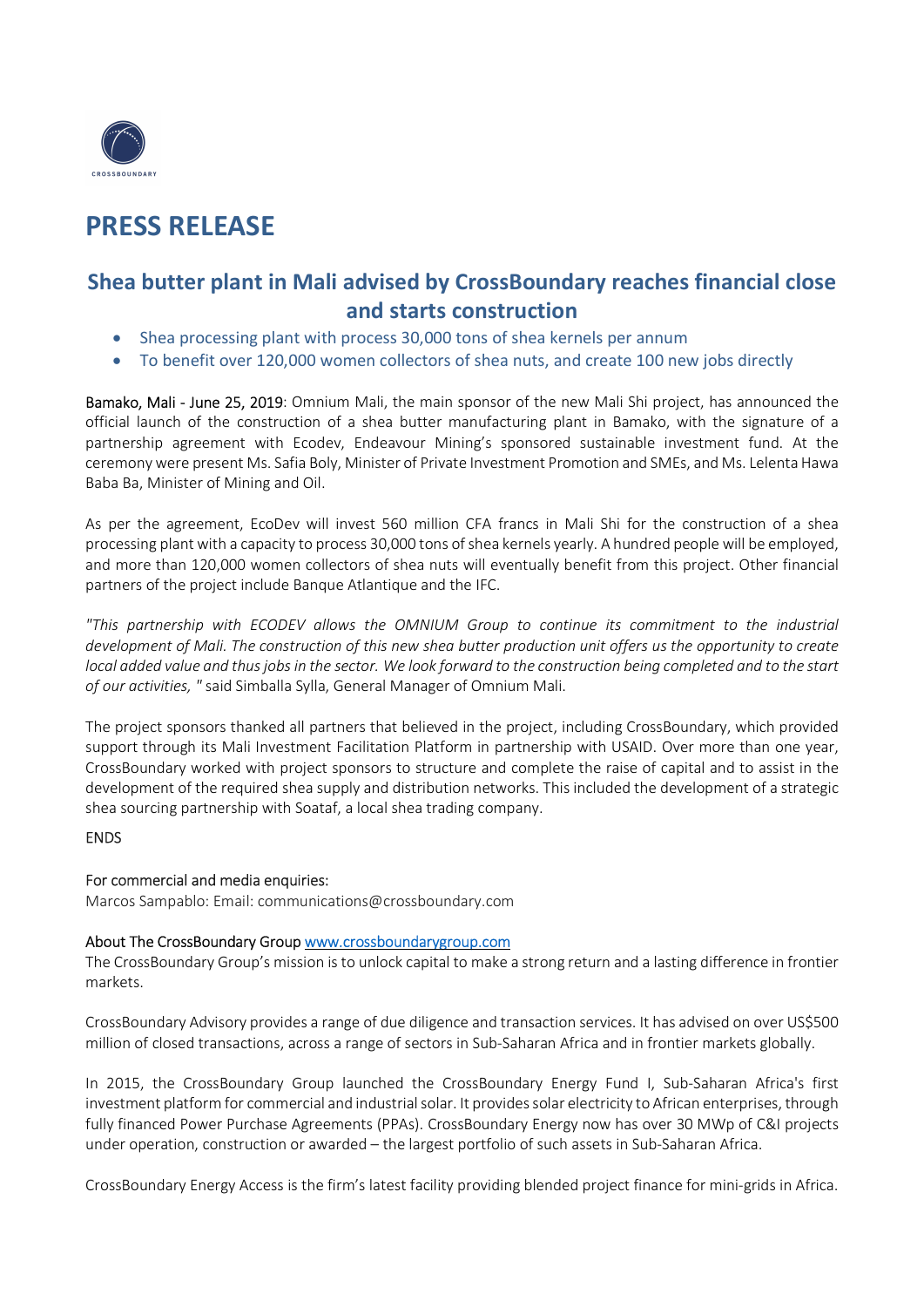# PRESS RELEASE

## Shea butter plant in Mali advised by CrossBoundary reaches financial close and starts construction

- Shea processing plant with process 30,000 tons of shea kernels per annum
- To benefit over 120,000 women collectors of shea nuts, and create 100 new jobs directly

Bamako, Mali - June 25, 2019: Omnium Mali, the main sponsor of the new Mali Shi project, has announced the official launch of the construction of a shea butter manufacturing plant in Bamako, with the signature of a partnership agreement with Ecodev, Endeavour Mining's sponsored sustainable investment fund. At the ceremony were present Ms. Safia Boly, Minister of Private Investment Promotion and SMEs, and Ms. Lelenta Hawa Baba Ba, Minister of Mining and Oil.

As per the agreement, EcoDev will invest 560 million CFA francs in Mali Shi for the construction of a shea processing plant with a capacity to process 30,000 tons of shea kernels yearly. A hundred people will be employed, and more than 120,000 women collectors of shea nuts will eventually benefit from this project. Other financial partners of the project include Banque Atlantique and the IFC.

*"This partnership with ECODEV allows the OMNIUM Group to continue its commitment to the industrial development of Mali. The construction of this new shea butter production unit offers us the opportunity to create local added value and thus jobs in the sector. We look forward to the construction being completed and to the start of our activities, "* said Simballa Sylla, General Manager of Omnium Mali.

The project sponsors thanked all partners that believed in the project, including CrossBoundary, which provided support through its Mali Investment Facilitation Platform in partnership with USAID. Over more than one year, CrossBoundary worked with project sponsors to structure and complete the raise of capital and to assist in the development of the required shea supply and distribution networks. This included the development of a strategic shea sourcing partnership with Soataf, a local shea trading company.

ENDS

For commercial and media enquiries:
Marcos Sampablo: Email: communications@crossboundary.com

About The CrossBoundary Group [www.crossboundarygroup.com](http://www.crossboundarygroup.com)
The CrossBoundary Group's mission is to unlock capital to make a strong return and a lasting difference in frontier markets.

CrossBoundary Advisory provides a range of due diligence and transaction services. It has advised on over US$500 million of closed transactions, across a range of sectors in Sub-Saharan Africa and in frontier markets globally.

In 2015, the CrossBoundary Group launched the CrossBoundary Energy Fund I, Sub-Saharan Africa's first investment platform for commercial and industrial solar. It provides solar electricity to African enterprises, through fully financed Power Purchase Agreements (PPAs). CrossBoundary Energy now has over 30 MWp of C&I projects under operation, construction or awarded – the largest portfolio of such assets in Sub-Saharan Africa.

CrossBoundary Energy Access is the firm's latest facility providing blended project finance for mini-grids in Africa.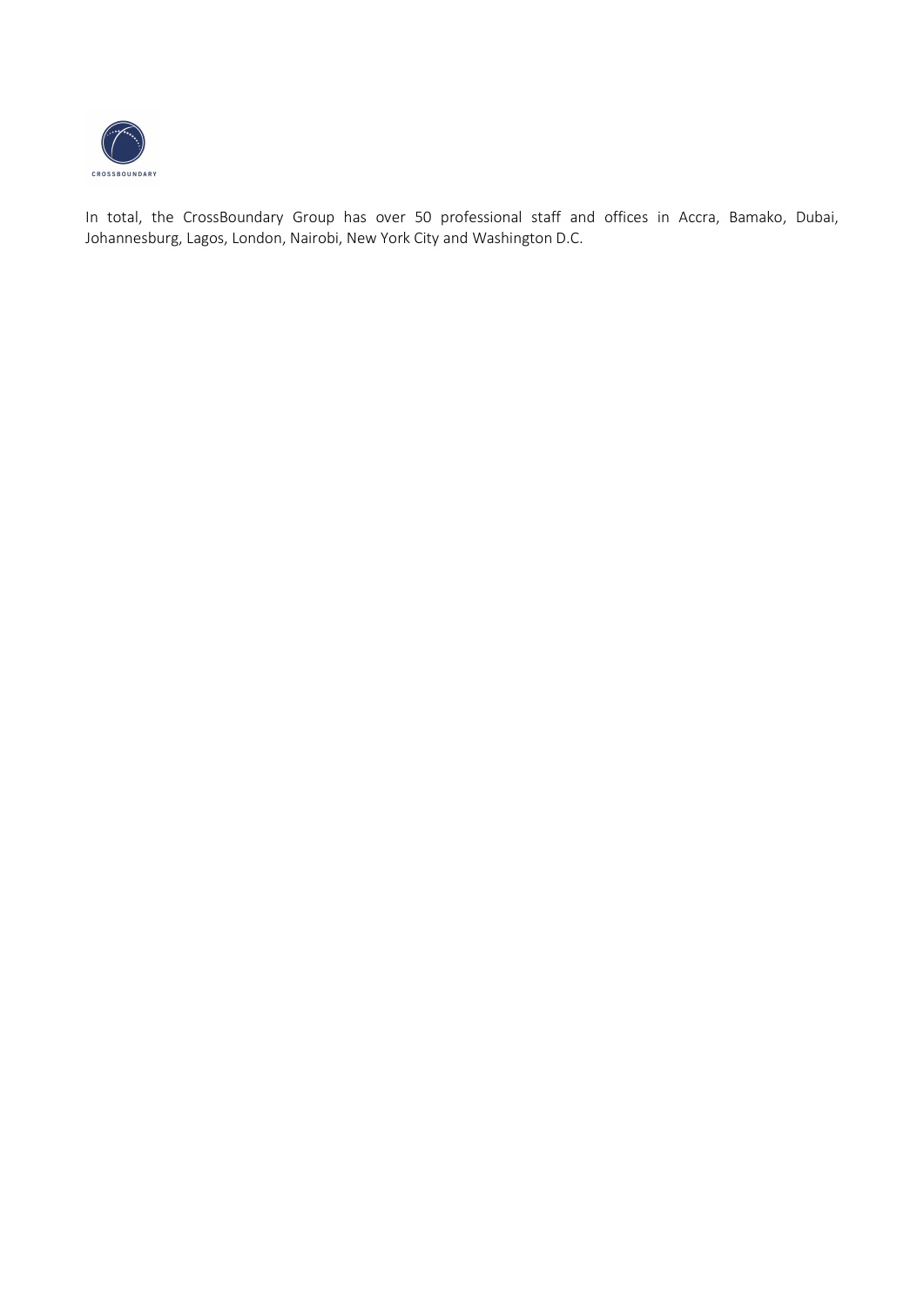In total, the CrossBoundary Group has over 50 professional staff and offices in Accra, Bamako, Dubai, Johannesburg, Lagos, London, Nairobi, New York City and Washington D.C.